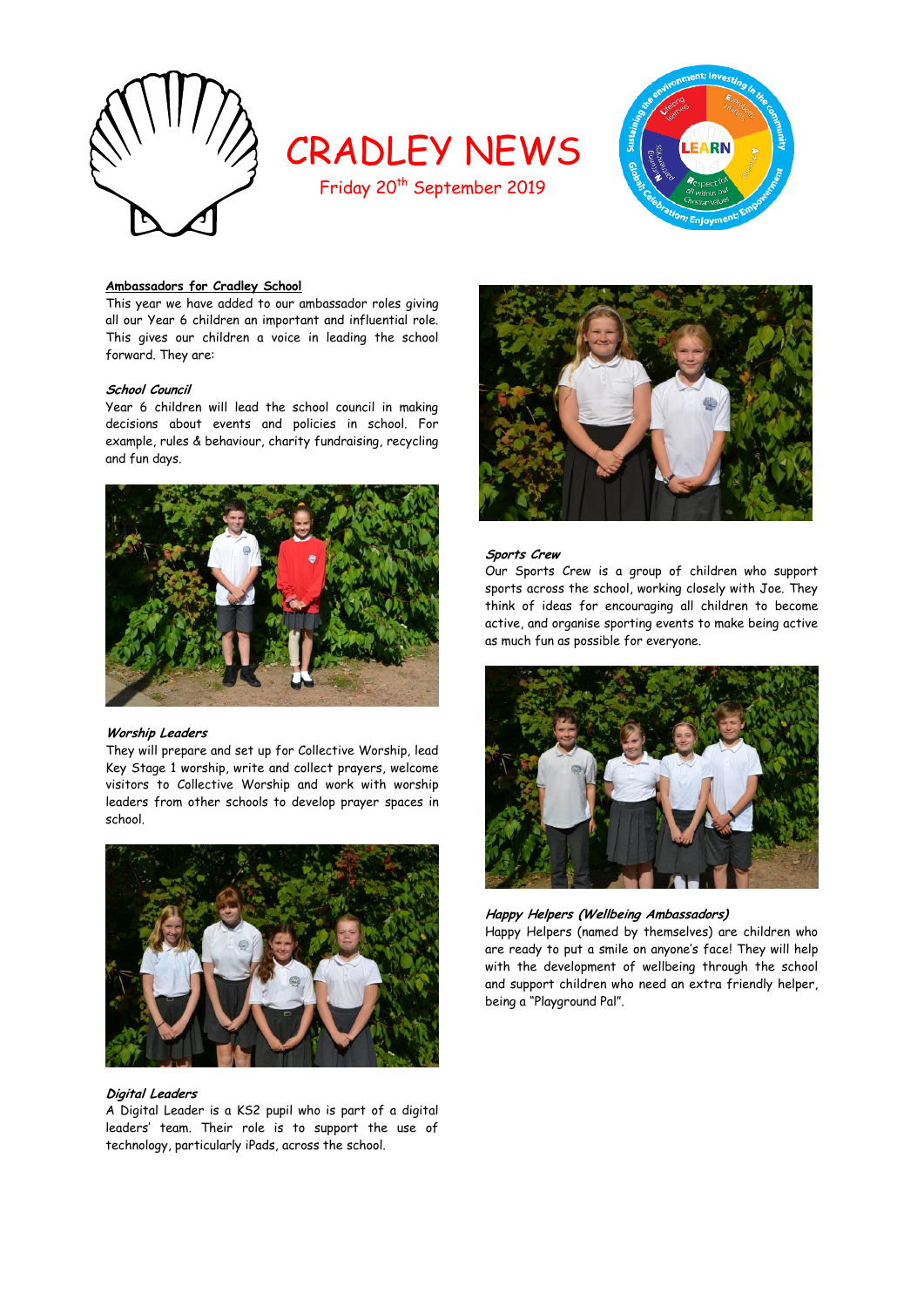# CRADLEY NEWS

Friday 20th September 2019

## Ambassadors for Cradley School

This year we have added to our ambassador roles giving all our Year 6 children an important and influential role. This gives our children a voice in leading the school forward. They are:

### *School Council*

Year 6 children will lead the school council in making decisions about events and policies in school. For example, rules & behaviour, charity fundraising, recycling and fun days.

### *Worship Leaders*

They will prepare and set up for Collective Worship, lead Key Stage 1 worship, write and collect prayers, welcome visitors to Collective Worship and work with worship leaders from other schools to develop prayer spaces in school.

### *Digital Leaders*

A Digital Leader is a KS2 pupil who is part of a digital leaders' team. Their role is to support the use of technology, particularly iPads, across the school.

### *Sports Crew*

Our Sports Crew is a group of children who support sports across the school, working closely with Joe. They think of ideas for encouraging all children to become active, and organise sporting events to make being active as much fun as possible for everyone.

### *Happy Helpers (Wellbeing Ambassadors)*

Happy Helpers (named by themselves) are children who are ready to put a smile on anyone's face! They will help with the development of wellbeing through the school and support children who need an extra friendly helper, being a "Playground Pal".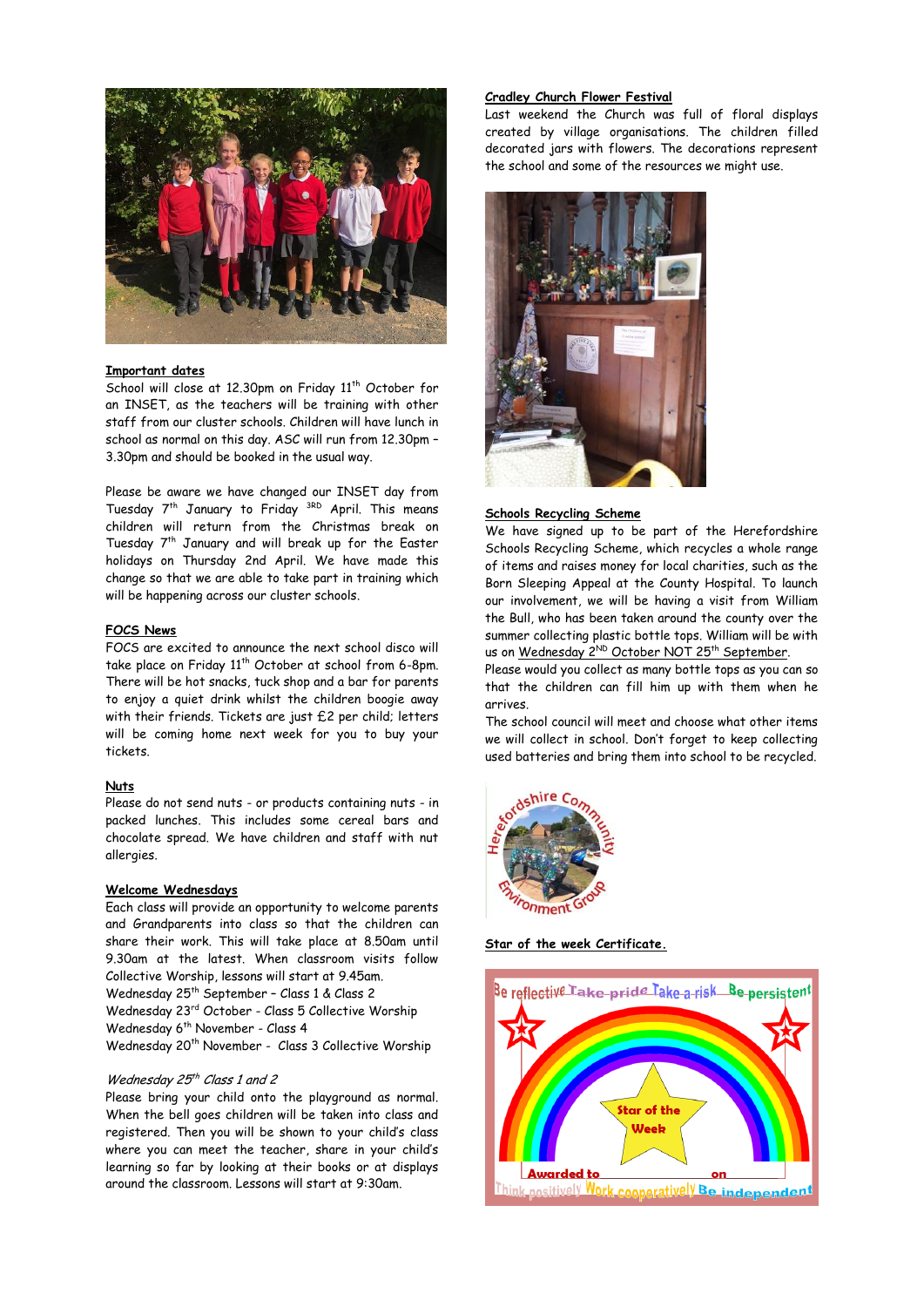**Important dates**

School will close at 12.30pm on Friday 11th October for an INSET, as the teachers will be training with other staff from our cluster schools. Children will have lunch in school as normal on this day. ASC will run from 12.30pm – 3.30pm and should be booked in the usual way.

Please be aware we have changed our INSET day from Tuesday 7th January to Friday 3RD April. This means children will return from the Christmas break on Tuesday 7th January and will break up for the Easter holidays on Thursday 2nd April. We have made this change so that we are able to take part in training which will be happening across our cluster schools.

**FOCS News**

FOCS are excited to announce the next school disco will take place on Friday 11th October at school from 6-8pm. There will be hot snacks, tuck shop and a bar for parents to enjoy a quiet drink whilst the children boogie away with their friends. Tickets are just £2 per child; letters will be coming home next week for you to buy your tickets.

**Nuts**

Please do not send nuts - or products containing nuts - in packed lunches. This includes some cereal bars and chocolate spread. We have children and staff with nut allergies.

**Welcome Wednesdays**

Each class will provide an opportunity to welcome parents and Grandparents into class so that the children can share their work. This will take place at 8.50am until 9.30am at the latest. When classroom visits follow Collective Worship, lessons will start at 9.45am.

Wednesday 25th September – Class 1 & Class 2
Wednesday 23rd October - Class 5 Collective Worship
Wednesday 6th November - Class 4
Wednesday 20th November - Class 3 Collective Worship

*Wednesday 25th Class 1 and 2*

Please bring your child onto the playground as normal. When the bell goes children will be taken into class and registered. Then you will be shown to your child's class where you can meet the teacher, share in your child's learning so far by looking at their books or at displays around the classroom. Lessons will start at 9:30am.

**Cradley Church Flower Festival**

Last weekend the Church was full of floral displays created by village organisations. The children filled decorated jars with flowers. The decorations represent the school and some of the resources we might use.

**Schools Recycling Scheme**

We have signed up to be part of the Herefordshire Schools Recycling Scheme, which recycles a whole range of items and raises money for local charities, such as the Born Sleeping Appeal at the County Hospital. To launch our involvement, we will be having a visit from William the Bull, who has been taken around the county over the summer collecting plastic bottle tops. William will be with us on Wednesday 2ND October NOT 25th September.

Please would you collect as many bottle tops as you can so that the children can fill him up with them when he arrives.

The school council will meet and choose what other items we will collect in school. Don't forget to keep collecting used batteries and bring them into school to be recycled.

**Star of the week Certificate.**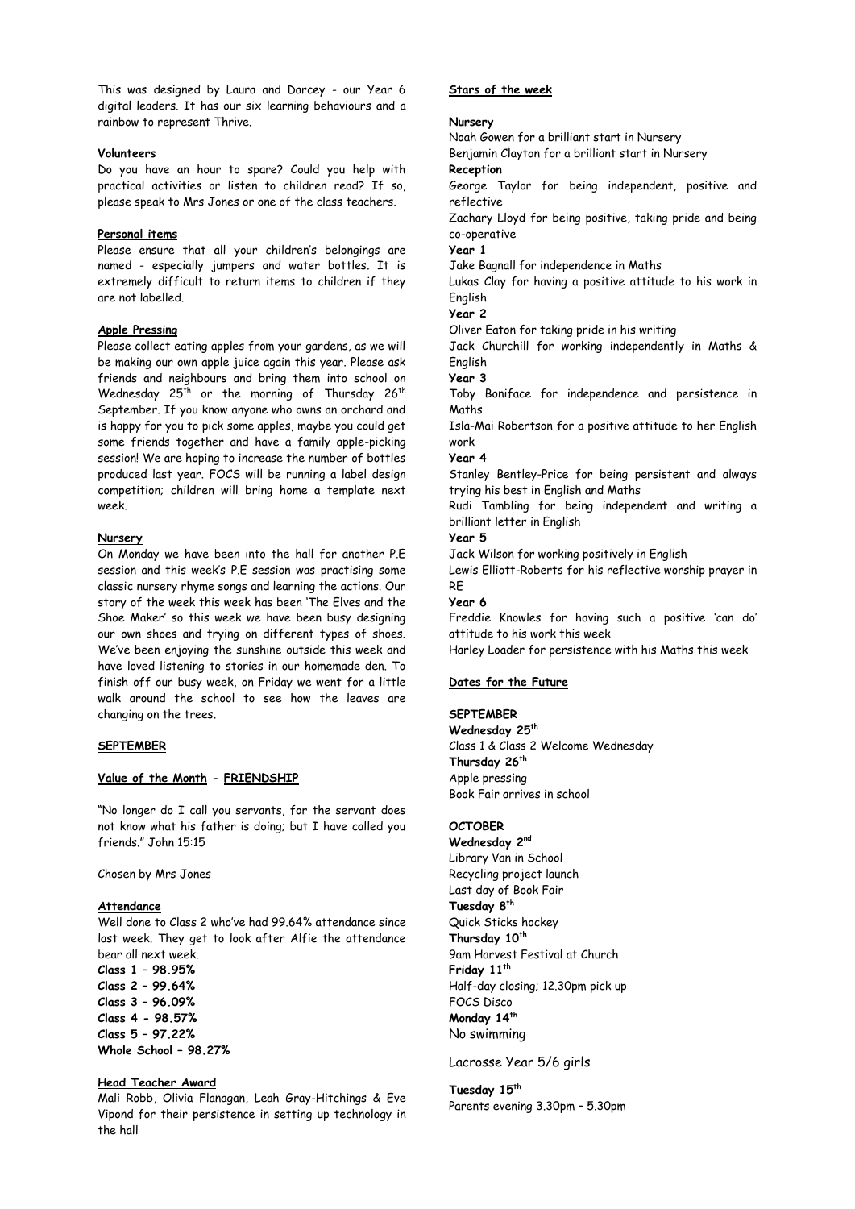This was designed by Laura and Darcey - our Year 6 digital leaders. It has our six learning behaviours and a rainbow to represent Thrive.

**Volunteers**

Do you have an hour to spare? Could you help with practical activities or listen to children read? If so, please speak to Mrs Jones or one of the class teachers.

**Personal items**

Please ensure that all your children's belongings are named - especially jumpers and water bottles. It is extremely difficult to return items to children if they are not labelled.

**Apple Pressing**

Please collect eating apples from your gardens, as we will be making our own apple juice again this year. Please ask friends and neighbours and bring them into school on Wednesday 25th or the morning of Thursday 26th September. If you know anyone who owns an orchard and is happy for you to pick some apples, maybe you could get some friends together and have a family apple-picking session! We are hoping to increase the number of bottles produced last year. FOCS will be running a label design competition; children will bring home a template next week.

**Nursery**

On Monday we have been into the hall for another P.E session and this week's P.E session was practising some classic nursery rhyme songs and learning the actions. Our story of the week this week has been 'The Elves and the Shoe Maker' so this week we have been busy designing our own shoes and trying on different types of shoes. We've been enjoying the sunshine outside this week and have loved listening to stories in our homemade den. To finish off our busy week, on Friday we went for a little walk around the school to see how the leaves are changing on the trees.

**SEPTEMBER**

**Value of the Month - FRIENDSHIP**

"No longer do I call you servants, for the servant does not know what his father is doing; but I have called you friends." John 15:15

Chosen by Mrs Jones

**Attendance**

Well done to Class 2 who've had 99.64% attendance since last week. They get to look after Alfie the attendance bear all next week.

**Class 1 – 98.95%**
**Class 2 – 99.64%**
**Class 3 – 96.09%**
**Class 4 - 98.57%**
**Class 5 – 97.22%**
**Whole School – 98.27%**

**Head Teacher Award**

Mali Robb, Olivia Flanagan, Leah Gray-Hitchings & Eve Vipond for their persistence in setting up technology in the hall

**Stars of the week**

**Nursery**
Noah Gowen for a brilliant start in Nursery
Benjamin Clayton for a brilliant start in Nursery

**Reception**
George Taylor for being independent, positive and reflective
Zachary Lloyd for being positive, taking pride and being co-operative

**Year 1**
Jake Bagnall for independence in Maths
Lukas Clay for having a positive attitude to his work in English

**Year 2**
Oliver Eaton for taking pride in his writing
Jack Churchill for working independently in Maths & English

**Year 3**
Toby Boniface for independence and persistence in Maths
Isla-Mai Robertson for a positive attitude to her English work

**Year 4**
Stanley Bentley-Price for being persistent and always trying his best in English and Maths
Rudi Tambling for being independent and writing a brilliant letter in English

**Year 5**
Jack Wilson for working positively in English
Lewis Elliott-Roberts for his reflective worship prayer in RE

**Year 6**
Freddie Knowles for having such a positive 'can do' attitude to his work this week
Harley Loader for persistence with his Maths this week

**Dates for the Future**

**SEPTEMBER**

**Wednesday 25th**
Class 1 & Class 2 Welcome Wednesday

**Thursday 26th**
Apple pressing
Book Fair arrives in school

**OCTOBER**

**Wednesday 2nd**
Library Van in School
Recycling project launch
Last day of Book Fair

**Tuesday 8th**
Quick Sticks hockey

**Thursday 10th**
9am Harvest Festival at Church

**Friday 11th**
Half-day closing; 12.30pm pick up
FOCS Disco

**Monday 14th**
No swimming

Lacrosse Year 5/6 girls

**Tuesday 15th**
Parents evening 3.30pm – 5.30pm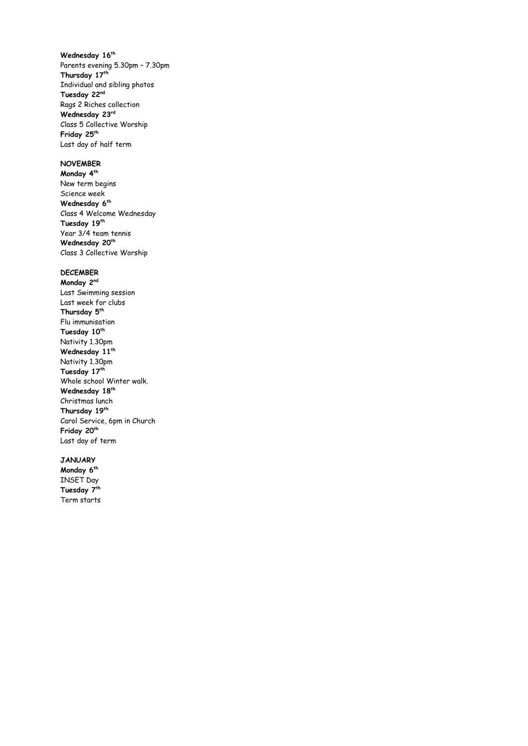**Wednesday 16th**
Parents evening 5.30pm – 7.30pm
**Thursday 17th**
Individual and sibling photos
**Tuesday 22nd**
Rags 2 Riches collection
**Wednesday 23rd**
Class 5 Collective Worship
**Friday 25th**
Last day of half term

**NOVEMBER**
**Monday 4th**
New term begins
Science week
**Wednesday 6th**
Class 4 Welcome Wednesday
**Tuesday 19th**
Year 3/4 team tennis
**Wednesday 20th**
Class 3 Collective Worship

**DECEMBER**
**Monday 2nd**
Last Swimming session
Last week for clubs
**Thursday 5th**
Flu immunisation
**Tuesday 10th**
Nativity 1.30pm
**Wednesday 11th**
Nativity 1.30pm
**Tuesday 17th**
Whole school Winter walk.
**Wednesday 18th**
Christmas lunch
**Thursday 19th**
Carol Service, 6pm in Church
**Friday 20th**
Last day of term

**JANUARY**
**Monday 6th**
INSET Day
**Tuesday 7th**
Term starts